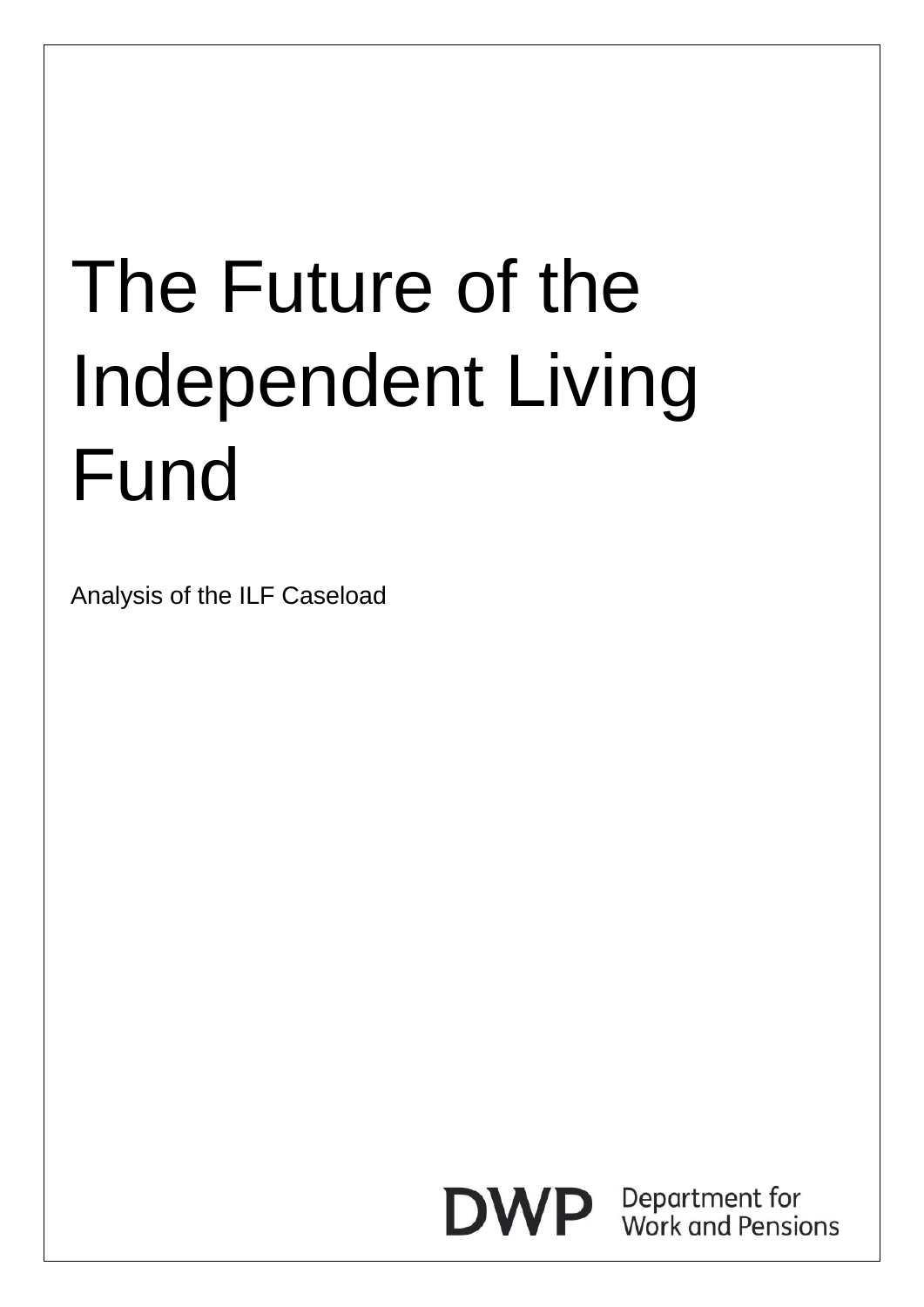# The Future of the Independent Living Fund

Analysis of the ILF Caseload

DWP Department for Work and Pensions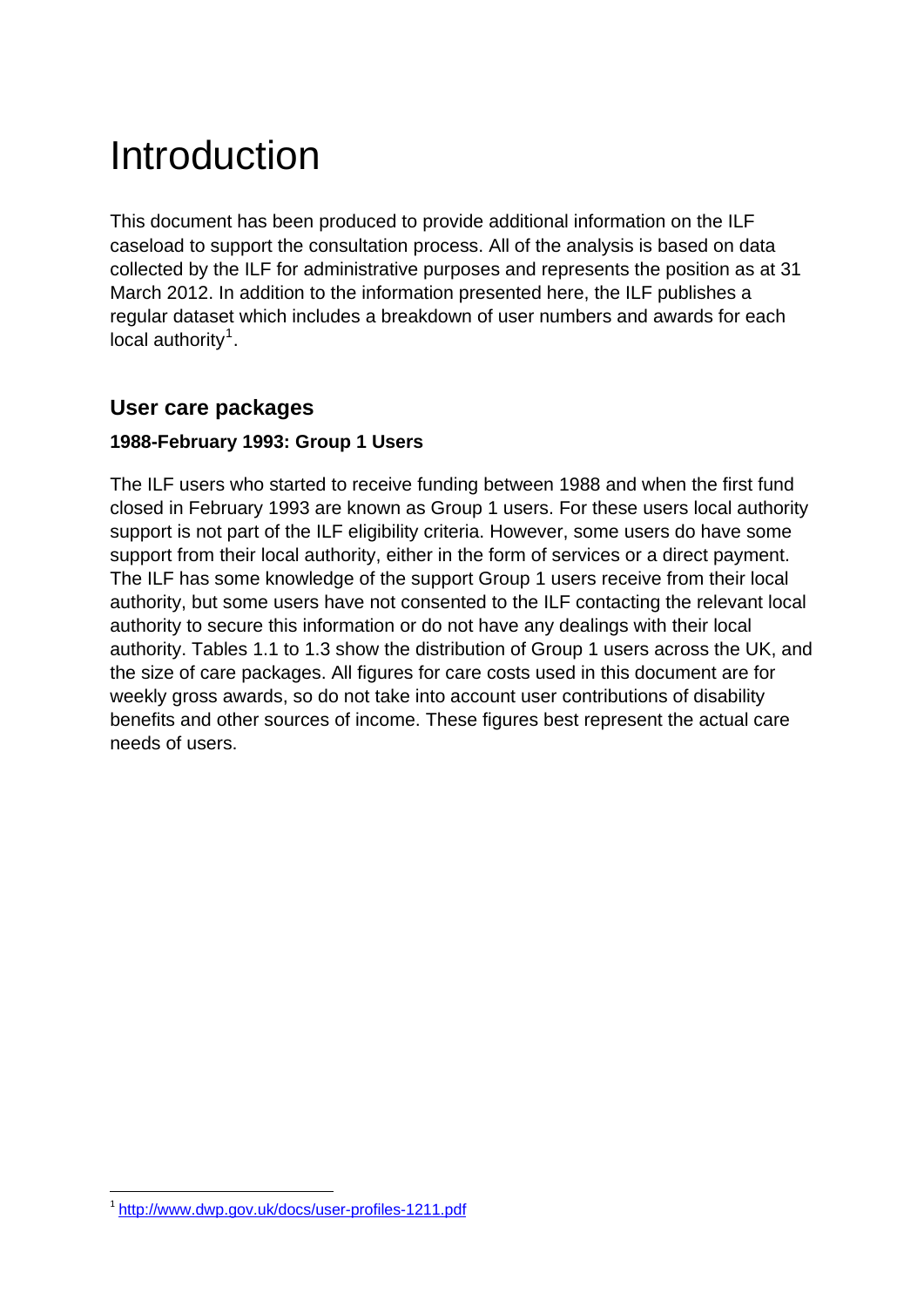# Introduction

This document has been produced to provide additional information on the ILF caseload to support the consultation process. All of the analysis is based on data collected by the ILF for administrative purposes and represents the position as at 31 March 2012. In addition to the information presented here, the ILF publishes a regular dataset which includes a breakdown of user numbers and awards for each local authority[1].

## User care packages

### 1988-February 1993: Group 1 Users

The ILF users who started to receive funding between 1988 and when the first fund closed in February 1993 are known as Group 1 users. For these users local authority support is not part of the ILF eligibility criteria. However, some users do have some support from their local authority, either in the form of services or a direct payment. The ILF has some knowledge of the support Group 1 users receive from their local authority, but some users have not consented to the ILF contacting the relevant local authority to secure this information or do not have any dealings with their local authority. Tables 1.1 to 1.3 show the distribution of Group 1 users across the UK, and the size of care packages. All figures for care costs used in this document are for weekly gross awards, so do not take into account user contributions of disability benefits and other sources of income. These figures best represent the actual care needs of users.

[1] http://www.dwp.gov.uk/docs/user-profiles-1211.pdf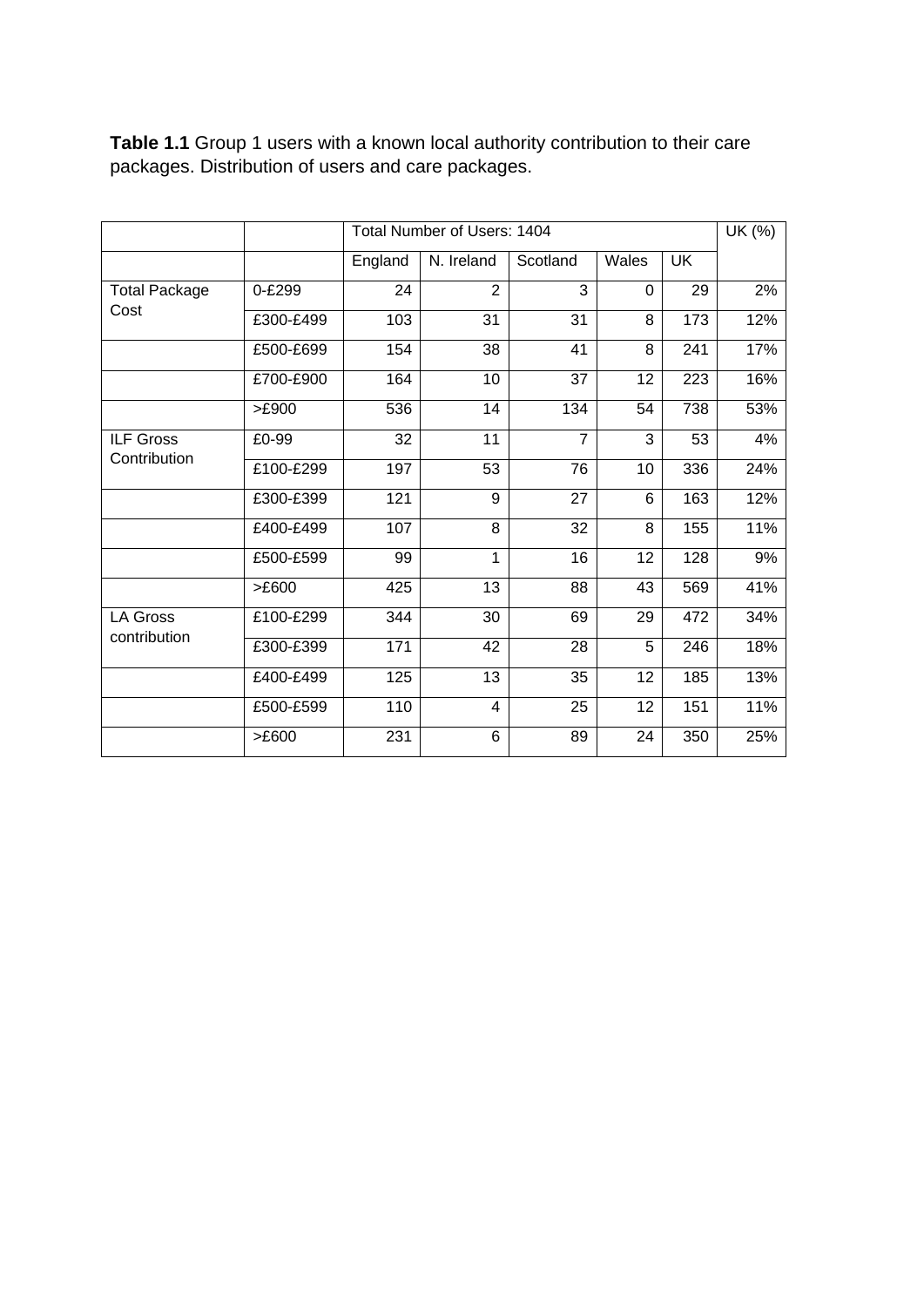**Table 1.1** Group 1 users with a known local authority contribution to their care packages. Distribution of users and care packages.

| | | Total Number of Users: 1404 | | | | | UK (%) |
|---|---|---|---|---|---|---|---|
| | | England | N. Ireland | Scotland | Wales | UK | |
| Total Package Cost | 0-£299 | 24 | 2 | 3 | 0 | 29 | 2% |
| | £300-£499 | 103 | 31 | 31 | 8 | 173 | 12% |
| | £500-£699 | 154 | 38 | 41 | 8 | 241 | 17% |
| | £700-£900 | 164 | 10 | 37 | 12 | 223 | 16% |
| | >£900 | 536 | 14 | 134 | 54 | 738 | 53% |
| ILF Gross Contribution | £0-99 | 32 | 11 | 7 | 3 | 53 | 4% |
| | £100-£299 | 197 | 53 | 76 | 10 | 336 | 24% |
| | £300-£399 | 121 | 9 | 27 | 6 | 163 | 12% |
| | £400-£499 | 107 | 8 | 32 | 8 | 155 | 11% |
| | £500-£599 | 99 | 1 | 16 | 12 | 128 | 9% |
| | >£600 | 425 | 13 | 88 | 43 | 569 | 41% |
| LA Gross contribution | £100-£299 | 344 | 30 | 69 | 29 | 472 | 34% |
| | £300-£399 | 171 | 42 | 28 | 5 | 246 | 18% |
| | £400-£499 | 125 | 13 | 35 | 12 | 185 | 13% |
| | £500-£599 | 110 | 4 | 25 | 12 | 151 | 11% |
| | >£600 | 231 | 6 | 89 | 24 | 350 | 25% |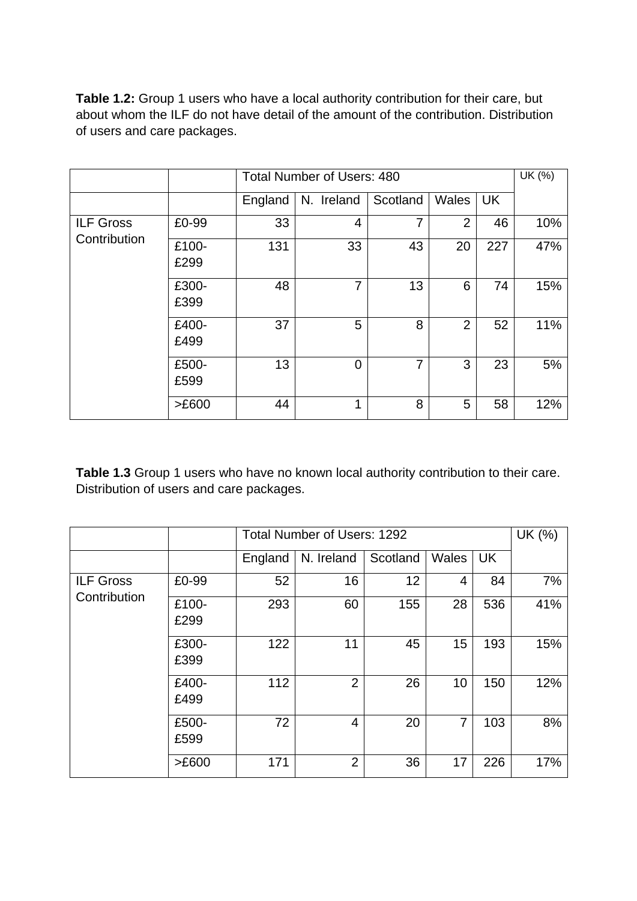**Table 1.2:** Group 1 users who have a local authority contribution for their care, but about whom the ILF do not have detail of the amount of the contribution. Distribution of users and care packages.

| | | Total Number of Users: 480 | | | | | UK (%) |
|---|---|---|---|---|---|---|---|
| | | England | N. Ireland | Scotland | Wales | UK | |
| ILF Gross Contribution | £0-99 | 33 | 4 | 7 | 2 | 46 | 10% |
| | £100-£299 | 131 | 33 | 43 | 20 | 227 | 47% |
| | £300-£399 | 48 | 7 | 13 | 6 | 74 | 15% |
| | £400-£499 | 37 | 5 | 8 | 2 | 52 | 11% |
| | £500-£599 | 13 | 0 | 7 | 3 | 23 | 5% |
| | >£600 | 44 | 1 | 8 | 5 | 58 | 12% |

**Table 1.3** Group 1 users who have no known local authority contribution to their care. Distribution of users and care packages.

| | | Total Number of Users: 1292 | | | | | UK (%) |
|---|---|---|---|---|---|---|---|
| | | England | N. Ireland | Scotland | Wales | UK | |
| ILF Gross Contribution | £0-99 | 52 | 16 | 12 | 4 | 84 | 7% |
| | £100-£299 | 293 | 60 | 155 | 28 | 536 | 41% |
| | £300-£399 | 122 | 11 | 45 | 15 | 193 | 15% |
| | £400-£499 | 112 | 2 | 26 | 10 | 150 | 12% |
| | £500-£599 | 72 | 4 | 20 | 7 | 103 | 8% |
| | >£600 | 171 | 2 | 36 | 17 | 226 | 17% |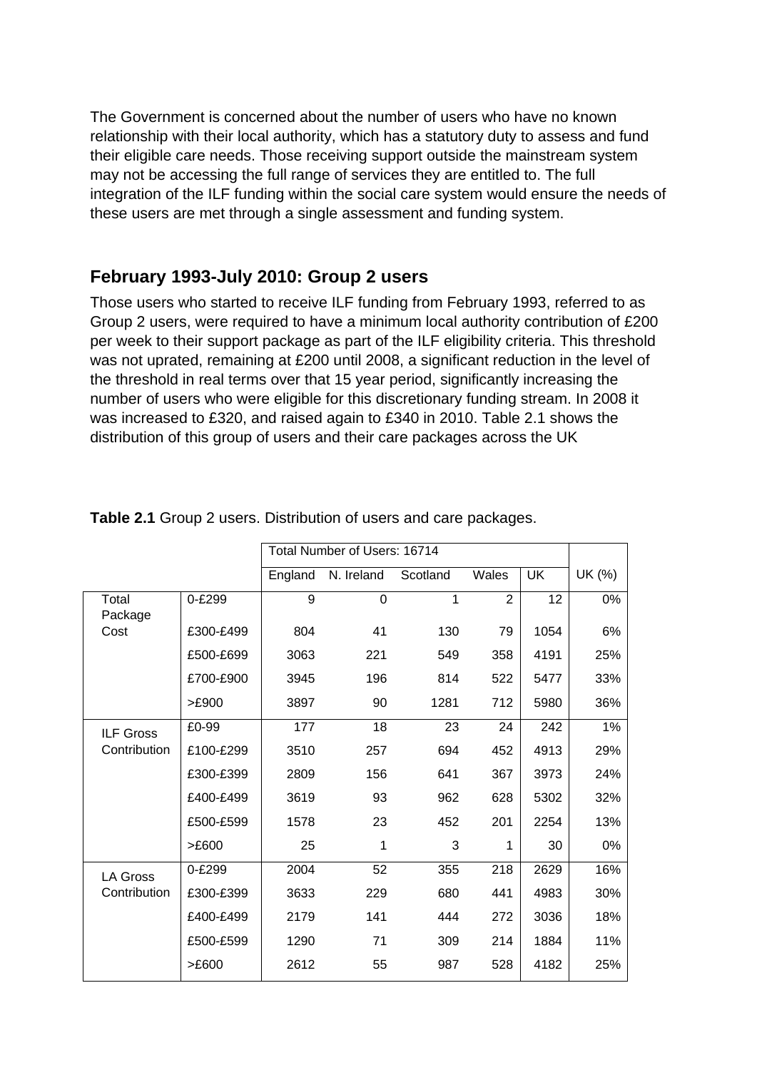The Government is concerned about the number of users who have no known relationship with their local authority, which has a statutory duty to assess and fund their eligible care needs. Those receiving support outside the mainstream system may not be accessing the full range of services they are entitled to. The full integration of the ILF funding within the social care system would ensure the needs of these users are met through a single assessment and funding system.

## February 1993-July 2010: Group 2 users

Those users who started to receive ILF funding from February 1993, referred to as Group 2 users, were required to have a minimum local authority contribution of £200 per week to their support package as part of the ILF eligibility criteria. This threshold was not uprated, remaining at £200 until 2008, a significant reduction in the level of the threshold in real terms over that 15 year period, significantly increasing the number of users who were eligible for this discretionary funding stream. In 2008 it was increased to £320, and raised again to £340 in 2010. Table 2.1 shows the distribution of this group of users and their care packages across the UK

**Table 2.1** Group 2 users. Distribution of users and care packages.

| | | Total Number of Users: 16714 | | | | | |
|---|---|---|---|---|---|---|---|
| | | England | N. Ireland | Scotland | Wales | UK | UK (%) |
| Total Package Cost | 0-£299 | 9 | 0 | 1 | 2 | 12 | 0% |
| | £300-£499 | 804 | 41 | 130 | 79 | 1054 | 6% |
| | £500-£699 | 3063 | 221 | 549 | 358 | 4191 | 25% |
| | £700-£900 | 3945 | 196 | 814 | 522 | 5477 | 33% |
| | >£900 | 3897 | 90 | 1281 | 712 | 5980 | 36% |
| ILF Gross Contribution | £0-99 | 177 | 18 | 23 | 24 | 242 | 1% |
| | £100-£299 | 3510 | 257 | 694 | 452 | 4913 | 29% |
| | £300-£399 | 2809 | 156 | 641 | 367 | 3973 | 24% |
| | £400-£499 | 3619 | 93 | 962 | 628 | 5302 | 32% |
| | £500-£599 | 1578 | 23 | 452 | 201 | 2254 | 13% |
| | >£600 | 25 | 1 | 3 | 1 | 30 | 0% |
| LA Gross Contribution | 0-£299 | 2004 | 52 | 355 | 218 | 2629 | 16% |
| | £300-£399 | 3633 | 229 | 680 | 441 | 4983 | 30% |
| | £400-£499 | 2179 | 141 | 444 | 272 | 3036 | 18% |
| | £500-£599 | 1290 | 71 | 309 | 214 | 1884 | 11% |
| | >£600 | 2612 | 55 | 987 | 528 | 4182 | 25% |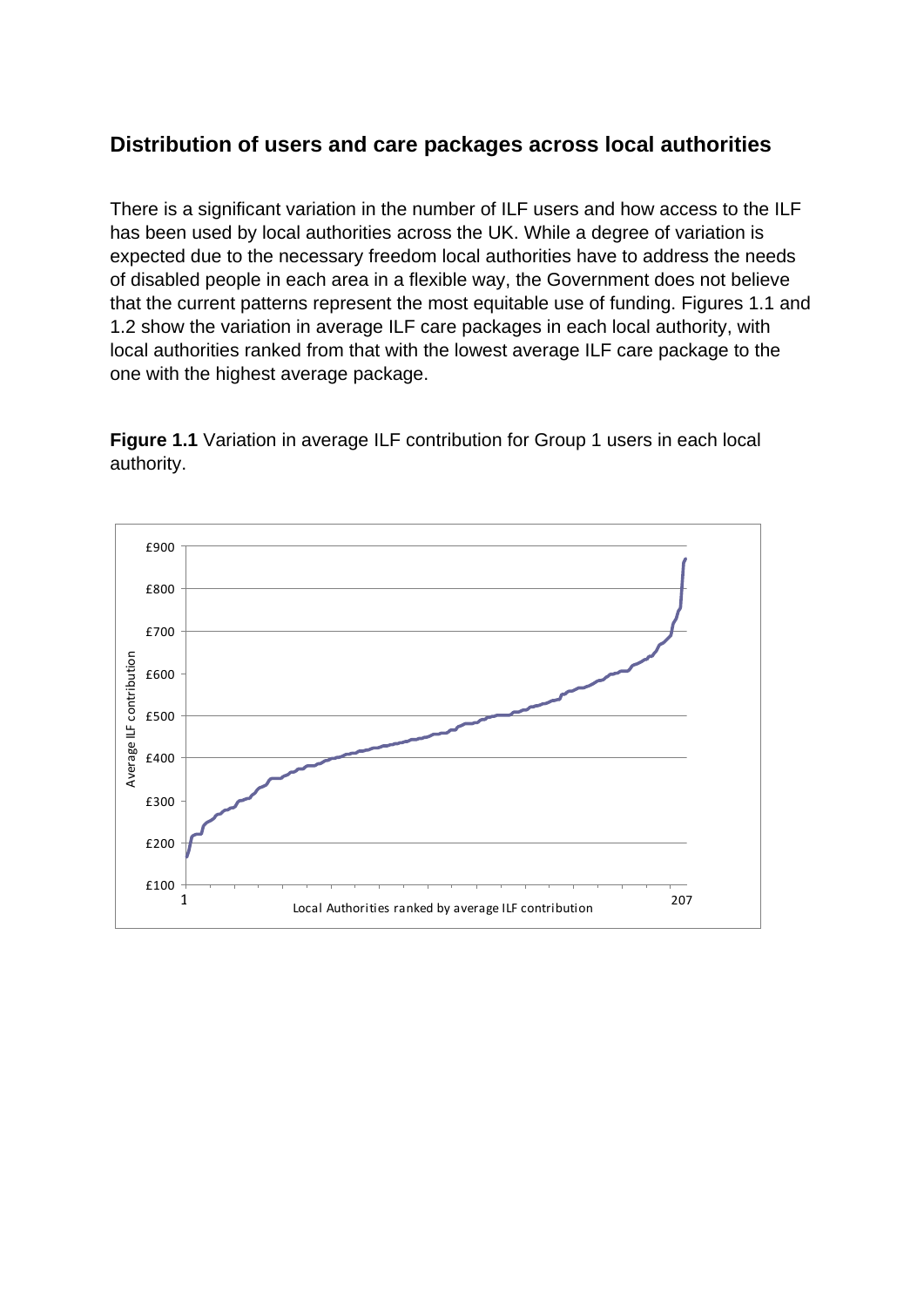## Distribution of users and care packages across local authorities

There is a significant variation in the number of ILF users and how access to the ILF has been used by local authorities across the UK. While a degree of variation is expected due to the necessary freedom local authorities have to address the needs of disabled people in each area in a flexible way, the Government does not believe that the current patterns represent the most equitable use of funding. Figures 1.1 and 1.2 show the variation in average ILF care packages in each local authority, with local authorities ranked from that with the lowest average ILF care package to the one with the highest average package.

**Figure 1.1** Variation in average ILF contribution for Group 1 users in each local authority.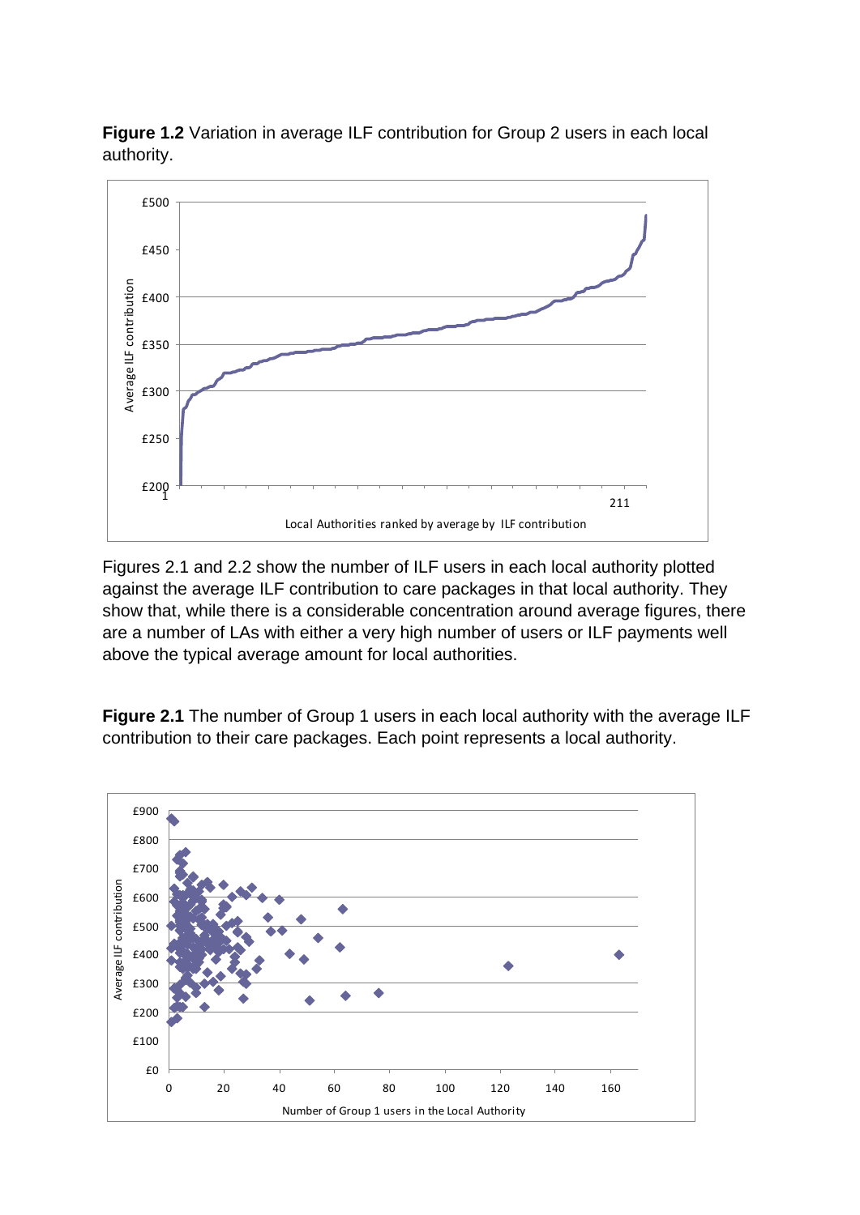**Figure 1.2** Variation in average ILF contribution for Group 2 users in each local authority.

Figures 2.1 and 2.2 show the number of ILF users in each local authority plotted against the average ILF contribution to care packages in that local authority. They show that, while there is a considerable concentration around average figures, there are a number of LAs with either a very high number of users or ILF payments well above the typical average amount for local authorities.

**Figure 2.1** The number of Group 1 users in each local authority with the average ILF contribution to their care packages. Each point represents a local authority.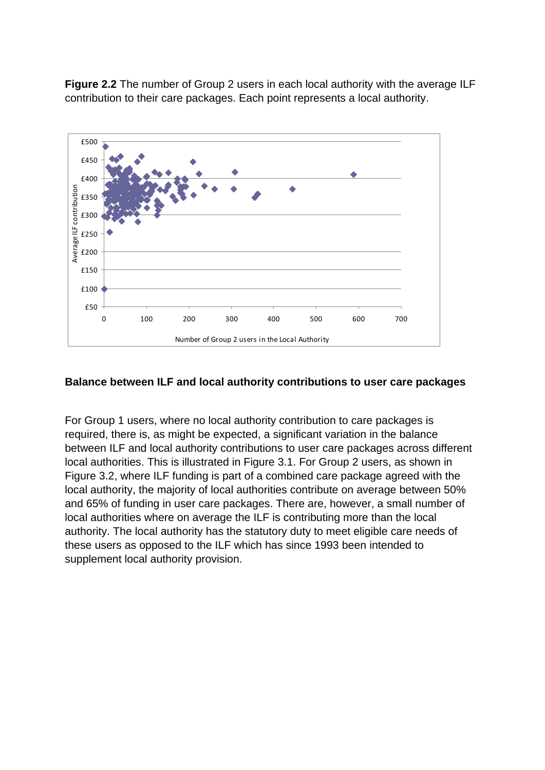**Figure 2.2** The number of Group 2 users in each local authority with the average ILF contribution to their care packages. Each point represents a local authority.

### Balance between ILF and local authority contributions to user care packages

For Group 1 users, where no local authority contribution to care packages is required, there is, as might be expected, a significant variation in the balance between ILF and local authority contributions to user care packages across different local authorities. This is illustrated in Figure 3.1. For Group 2 users, as shown in Figure 3.2, where ILF funding is part of a combined care package agreed with the local authority, the majority of local authorities contribute on average between 50% and 65% of funding in user care packages. There are, however, a small number of local authorities where on average the ILF is contributing more than the local authority. The local authority has the statutory duty to meet eligible care needs of these users as opposed to the ILF which has since 1993 been intended to supplement local authority provision.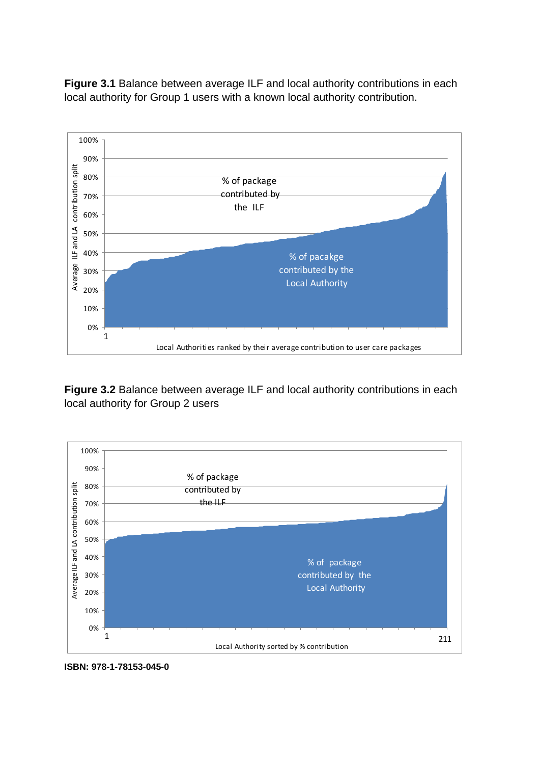**Figure 3.1** Balance between average ILF and local authority contributions in each local authority for Group 1 users with a known local authority contribution.

Average ILF and LA contribution split

100%
90%
80%
70%
60%
50%
40%
30%
20%
10%
0%

% of package contributed by the ILF

% of pacakge contributed by the Local Authority

1

Local Authorities ranked by their average contribution to user care packages

**Figure 3.2** Balance between average ILF and local authority contributions in each local authority for Group 2 users

Average ILF and LA contribution split

100%
90%
80%
70%
60%
50%
40%
30%
20%
10%
0%

% of package contributed by the ILF

% of package contributed by the Local Authority

1

211

Local Authority sorted by % contribution

**ISBN: 978-1-78153-045-0**